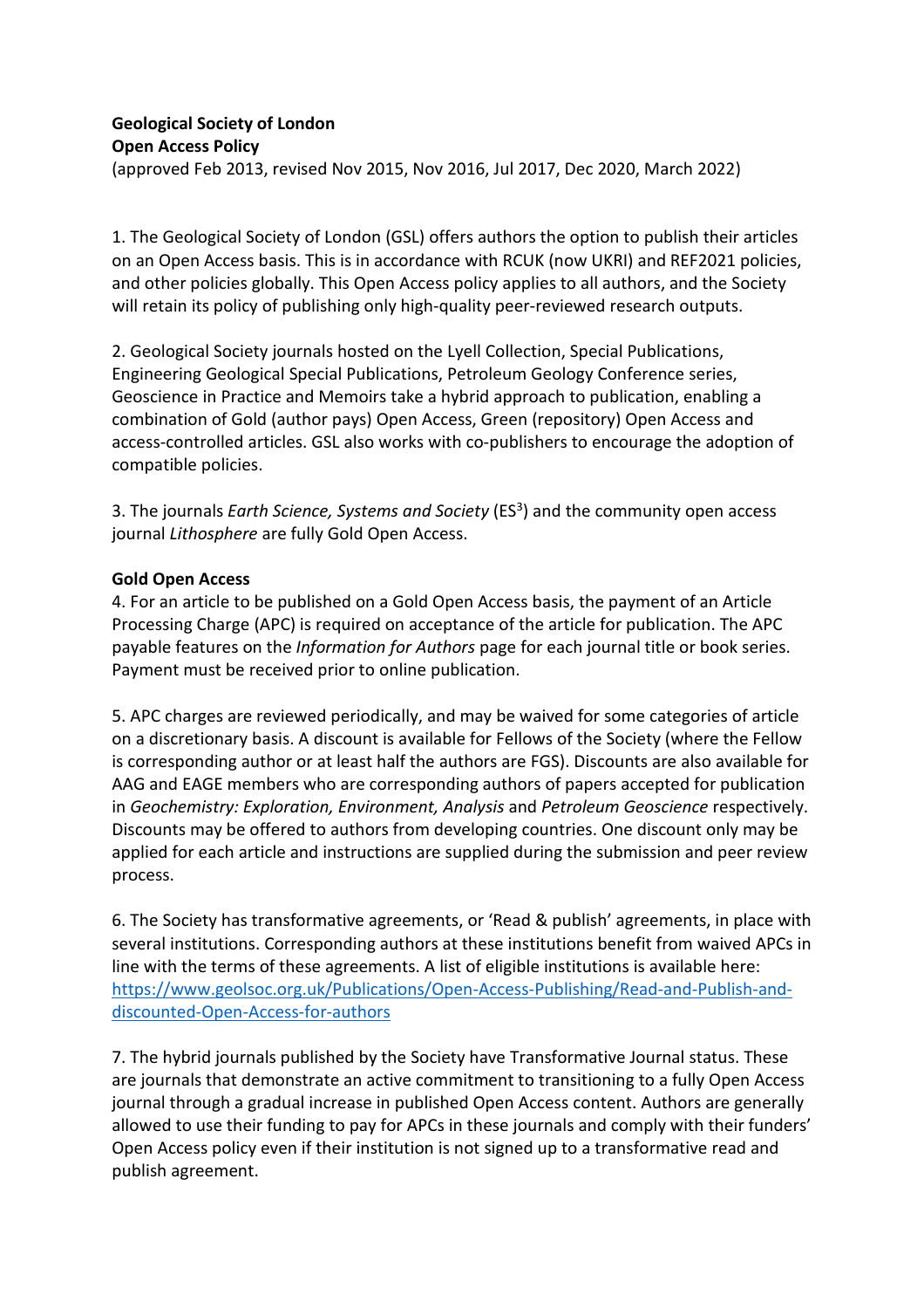**Geological Society of London**
**Open Access Policy**
(approved Feb 2013, revised Nov 2015, Nov 2016, Jul 2017, Dec 2020, March 2022)

1. The Geological Society of London (GSL) offers authors the option to publish their articles on an Open Access basis. This is in accordance with RCUK (now UKRI) and REF2021 policies, and other policies globally. This Open Access policy applies to all authors, and the Society will retain its policy of publishing only high-quality peer-reviewed research outputs.

2. Geological Society journals hosted on the Lyell Collection, Special Publications, Engineering Geological Special Publications, Petroleum Geology Conference series, Geoscience in Practice and Memoirs take a hybrid approach to publication, enabling a combination of Gold (author pays) Open Access, Green (repository) Open Access and access-controlled articles. GSL also works with co-publishers to encourage the adoption of compatible policies.

3. The journals *Earth Science, Systems and Society* (ES$^3$) and the community open access journal *Lithosphere* are fully Gold Open Access.

**Gold Open Access**

4. For an article to be published on a Gold Open Access basis, the payment of an Article Processing Charge (APC) is required on acceptance of the article for publication. The APC payable features on the *Information for Authors* page for each journal title or book series. Payment must be received prior to online publication.

5. APC charges are reviewed periodically, and may be waived for some categories of article on a discretionary basis. A discount is available for Fellows of the Society (where the Fellow is corresponding author or at least half the authors are FGS). Discounts are also available for AAG and EAGE members who are corresponding authors of papers accepted for publication in *Geochemistry: Exploration, Environment, Analysis* and *Petroleum Geoscience* respectively. Discounts may be offered to authors from developing countries. One discount only may be applied for each article and instructions are supplied during the submission and peer review process.

6. The Society has transformative agreements, or 'Read & publish' agreements, in place with several institutions. Corresponding authors at these institutions benefit from waived APCs in line with the terms of these agreements. A list of eligible institutions is available here: https://www.geolsoc.org.uk/Publications/Open-Access-Publishing/Read-and-Publish-and-discounted-Open-Access-for-authors

7. The hybrid journals published by the Society have Transformative Journal status. These are journals that demonstrate an active commitment to transitioning to a fully Open Access journal through a gradual increase in published Open Access content. Authors are generally allowed to use their funding to pay for APCs in these journals and comply with their funders' Open Access policy even if their institution is not signed up to a transformative read and publish agreement.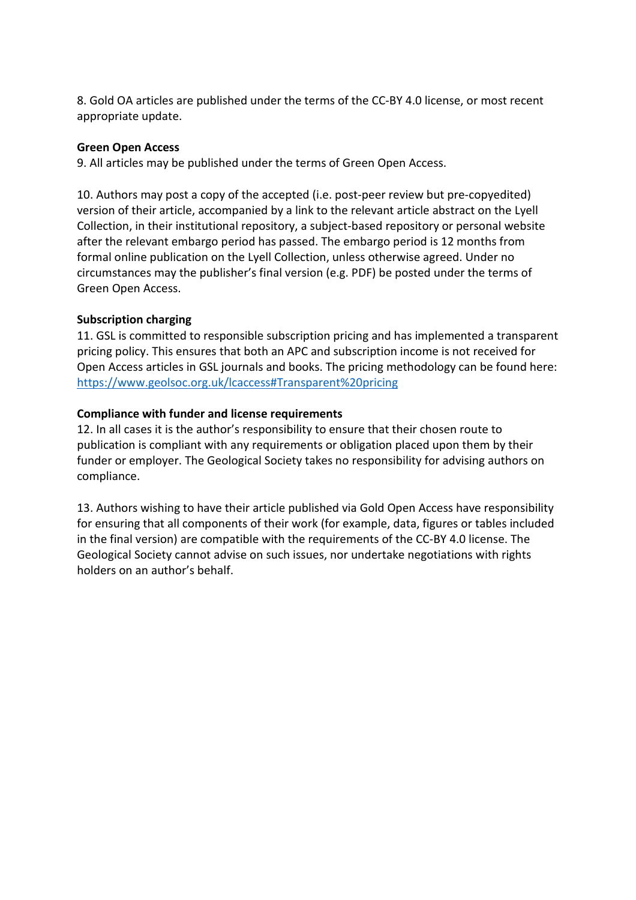8. Gold OA articles are published under the terms of the CC-BY 4.0 license, or most recent appropriate update.

**Green Open Access**

9. All articles may be published under the terms of Green Open Access.

10. Authors may post a copy of the accepted (i.e. post-peer review but pre-copyedited) version of their article, accompanied by a link to the relevant article abstract on the Lyell Collection, in their institutional repository, a subject-based repository or personal website after the relevant embargo period has passed. The embargo period is 12 months from formal online publication on the Lyell Collection, unless otherwise agreed. Under no circumstances may the publisher's final version (e.g. PDF) be posted under the terms of Green Open Access.

**Subscription charging**

11. GSL is committed to responsible subscription pricing and has implemented a transparent pricing policy. This ensures that both an APC and subscription income is not received for Open Access articles in GSL journals and books. The pricing methodology can be found here: https://www.geolsoc.org.uk/lcaccess#Transparent%20pricing

**Compliance with funder and license requirements**

12. In all cases it is the author's responsibility to ensure that their chosen route to publication is compliant with any requirements or obligation placed upon them by their funder or employer. The Geological Society takes no responsibility for advising authors on compliance.

13. Authors wishing to have their article published via Gold Open Access have responsibility for ensuring that all components of their work (for example, data, figures or tables included in the final version) are compatible with the requirements of the CC-BY 4.0 license. The Geological Society cannot advise on such issues, nor undertake negotiations with rights holders on an author's behalf.